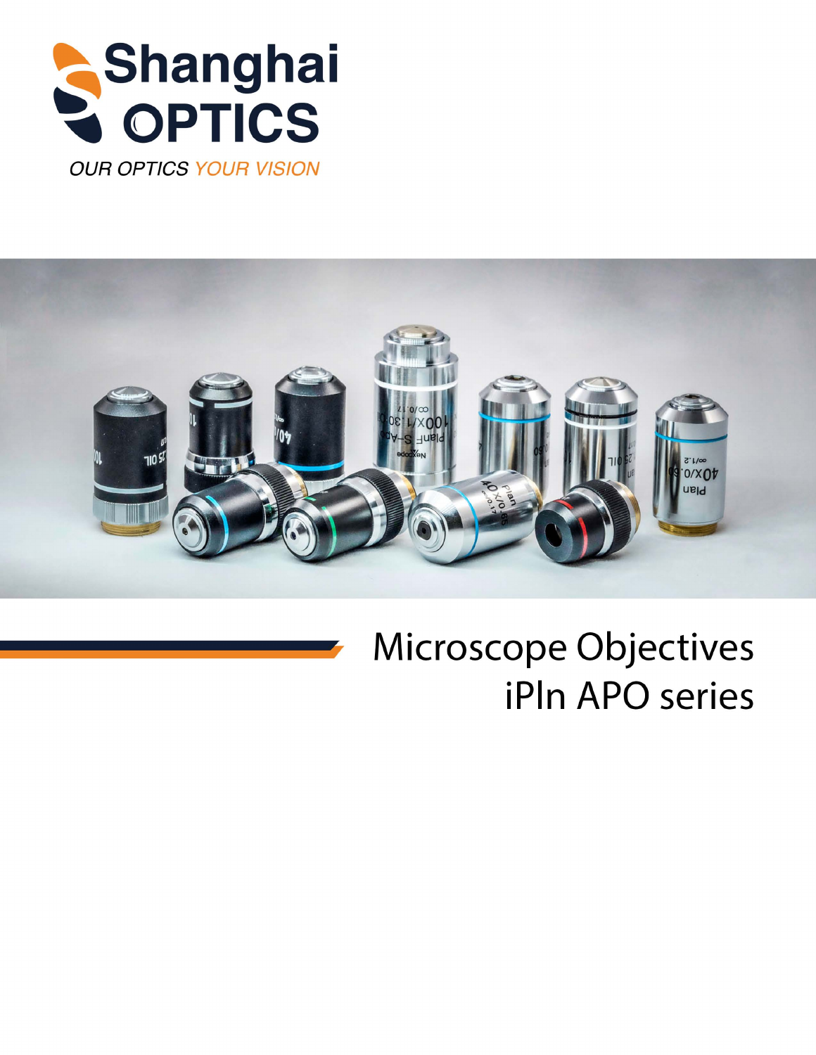Shanghai OPTICS

*OUR OPTICS YOUR VISION*

# Microscope Objectives iPln APO series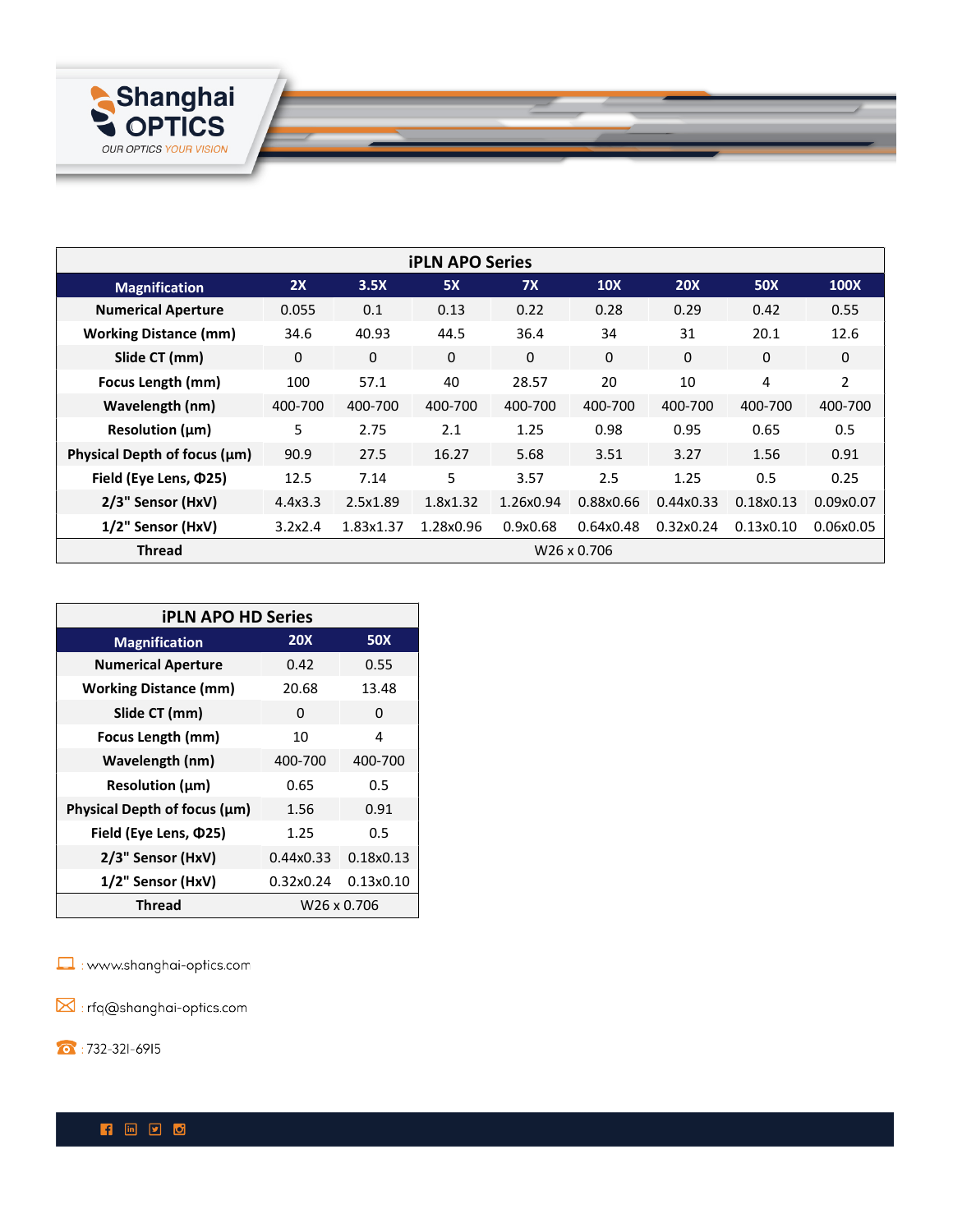## iPLN APO Series

| Magnification | 2X | 3.5X | 5X | 7X | 10X | 20X | 50X | 100X |
|---|---|---|---|---|---|---|---|---|
| Numerical Aperture | 0.055 | 0.1 | 0.13 | 0.22 | 0.28 | 0.29 | 0.42 | 0.55 |
| Working Distance (mm) | 34.6 | 40.93 | 44.5 | 36.4 | 34 | 31 | 20.1 | 12.6 |
| Slide CT (mm) | 0 | 0 | 0 | 0 | 0 | 0 | 0 | 0 |
| Focus Length (mm) | 100 | 57.1 | 40 | 28.57 | 20 | 10 | 4 | 2 |
| Wavelength (nm) | 400-700 | 400-700 | 400-700 | 400-700 | 400-700 | 400-700 | 400-700 | 400-700 |
| Resolution (μm) | 5 | 2.75 | 2.1 | 1.25 | 0.98 | 0.95 | 0.65 | 0.5 |
| Physical Depth of focus (μm) | 90.9 | 27.5 | 16.27 | 5.68 | 3.51 | 3.27 | 1.56 | 0.91 |
| Field (Eye Lens, Φ25) | 12.5 | 7.14 | 5 | 3.57 | 2.5 | 1.25 | 0.5 | 0.25 |
| 2/3" Sensor (HxV) | 4.4x3.3 | 2.5x1.89 | 1.8x1.32 | 1.26x0.94 | 0.88x0.66 | 0.44x0.33 | 0.18x0.13 | 0.09x0.07 |
| 1/2" Sensor (HxV) | 3.2x2.4 | 1.83x1.37 | 1.28x0.96 | 0.9x0.68 | 0.64x0.48 | 0.32x0.24 | 0.13x0.10 | 0.06x0.05 |
| Thread | W26 x 0.706 | | | | | | | |

## iPLN APO HD Series

| Magnification | 20X | 50X |
|---|---|---|
| Numerical Aperture | 0.42 | 0.55 |
| Working Distance (mm) | 20.68 | 13.48 |
| Slide CT (mm) | 0 | 0 |
| Focus Length (mm) | 10 | 4 |
| Wavelength (nm) | 400-700 | 400-700 |
| Resolution (μm) | 0.65 | 0.5 |
| Physical Depth of focus (μm) | 1.56 | 0.91 |
| Field (Eye Lens, Φ25) | 1.25 | 0.5 |
| 2/3" Sensor (HxV) | 0.44x0.33 | 0.18x0.13 |
| 1/2" Sensor (HxV) | 0.32x0.24 | 0.13x0.10 |
| Thread | W26 x 0.706 | |

: www.shanghai-optics.com

: rfq@shanghai-optics.com

: 732-321-6915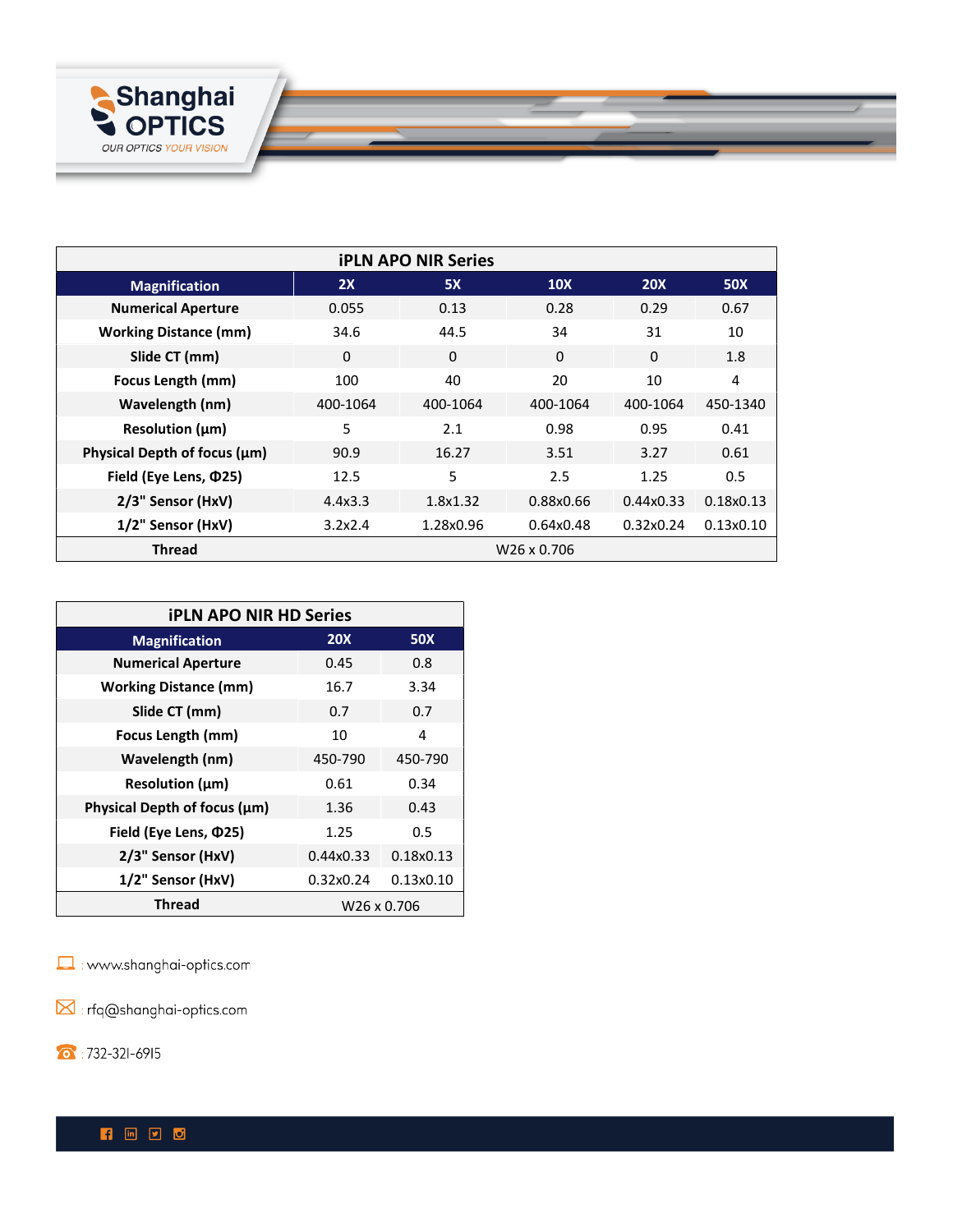| iPLN APO NIR Series | | | | | |
|---|---|---|---|---|---|
| **Magnification** | **2X** | **5X** | **10X** | **20X** | **50X** |
| **Numerical Aperture** | 0.055 | 0.13 | 0.28 | 0.29 | 0.67 |
| **Working Distance (mm)** | 34.6 | 44.5 | 34 | 31 | 10 |
| **Slide CT (mm)** | 0 | 0 | 0 | 0 | 1.8 |
| **Focus Length (mm)** | 100 | 40 | 20 | 10 | 4 |
| **Wavelength (nm)** | 400-1064 | 400-1064 | 400-1064 | 400-1064 | 450-1340 |
| **Resolution (µm)** | 5 | 2.1 | 0.98 | 0.95 | 0.41 |
| **Physical Depth of focus (µm)** | 90.9 | 16.27 | 3.51 | 3.27 | 0.61 |
| **Field (Eye Lens, Φ25)** | 12.5 | 5 | 2.5 | 1.25 | 0.5 |
| **2/3" Sensor (HxV)** | 4.4x3.3 | 1.8x1.32 | 0.88x0.66 | 0.44x0.33 | 0.18x0.13 |
| **1/2" Sensor (HxV)** | 3.2x2.4 | 1.28x0.96 | 0.64x0.48 | 0.32x0.24 | 0.13x0.10 |
| **Thread** | W26 x 0.706 | | | | |

| iPLN APO NIR HD Series | | |
|---|---|---|
| **Magnification** | **20X** | **50X** |
| **Numerical Aperture** | 0.45 | 0.8 |
| **Working Distance (mm)** | 16.7 | 3.34 |
| **Slide CT (mm)** | 0.7 | 0.7 |
| **Focus Length (mm)** | 10 | 4 |
| **Wavelength (nm)** | 450-790 | 450-790 |
| **Resolution (µm)** | 0.61 | 0.34 |
| **Physical Depth of focus (µm)** | 1.36 | 0.43 |
| **Field (Eye Lens, Φ25)** | 1.25 | 0.5 |
| **2/3" Sensor (HxV)** | 0.44x0.33 | 0.18x0.13 |
| **1/2" Sensor (HxV)** | 0.32x0.24 | 0.13x0.10 |
| **Thread** | W26 x 0.706 | |

: www.shanghai-optics.com

: rfq@shanghai-optics.com

: 732-321-6915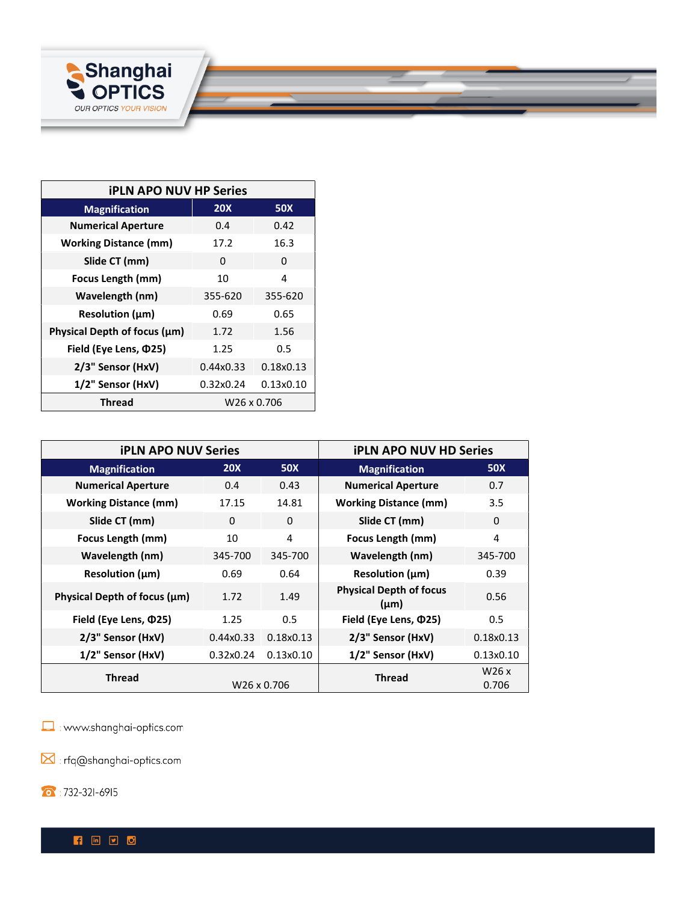| iPLN APO NUV HP Series | | |
|---|---|---|
| **Magnification** | **20X** | **50X** |
| **Numerical Aperture** | 0.4 | 0.42 |
| **Working Distance (mm)** | 17.2 | 16.3 |
| **Slide CT (mm)** | 0 | 0 |
| **Focus Length (mm)** | 10 | 4 |
| **Wavelength (nm)** | 355-620 | 355-620 |
| **Resolution (µm)** | 0.69 | 0.65 |
| **Physical Depth of focus (µm)** | 1.72 | 1.56 |
| **Field (Eye Lens, Φ25)** | 1.25 | 0.5 |
| **2/3" Sensor (HxV)** | 0.44x0.33 | 0.18x0.13 |
| **1/2" Sensor (HxV)** | 0.32x0.24 | 0.13x0.10 |
| **Thread** | W26 x 0.706 | |

| iPLN APO NUV Series | | |
|---|---|---|
| **Magnification** | **20X** | **50X** |
| **Numerical Aperture** | 0.4 | 0.43 |
| **Working Distance (mm)** | 17.15 | 14.81 |
| **Slide CT (mm)** | 0 | 0 |
| **Focus Length (mm)** | 10 | 4 |
| **Wavelength (nm)** | 345-700 | 345-700 |
| **Resolution (µm)** | 0.69 | 0.64 |
| **Physical Depth of focus (µm)** | 1.72 | 1.49 |
| **Field (Eye Lens, Φ25)** | 1.25 | 0.5 |
| **2/3" Sensor (HxV)** | 0.44x0.33 | 0.18x0.13 |
| **1/2" Sensor (HxV)** | 0.32x0.24 | 0.13x0.10 |
| **Thread** | W26 x 0.706 | |

| iPLN APO NUV HD Series | |
|---|---|
| **Magnification** | **50X** |
| **Numerical Aperture** | 0.7 |
| **Working Distance (mm)** | 3.5 |
| **Slide CT (mm)** | 0 |
| **Focus Length (mm)** | 4 |
| **Wavelength (nm)** | 345-700 |
| **Resolution (µm)** | 0.39 |
| **Physical Depth of focus (µm)** | 0.56 |
| **Field (Eye Lens, Φ25)** | 0.5 |
| **2/3" Sensor (HxV)** | 0.18x0.13 |
| **1/2" Sensor (HxV)** | 0.13x0.10 |
| **Thread** | W26 x 0.706 |

: www.shanghai-optics.com

: rfq@shanghai-optics.com

: 732-321-6915